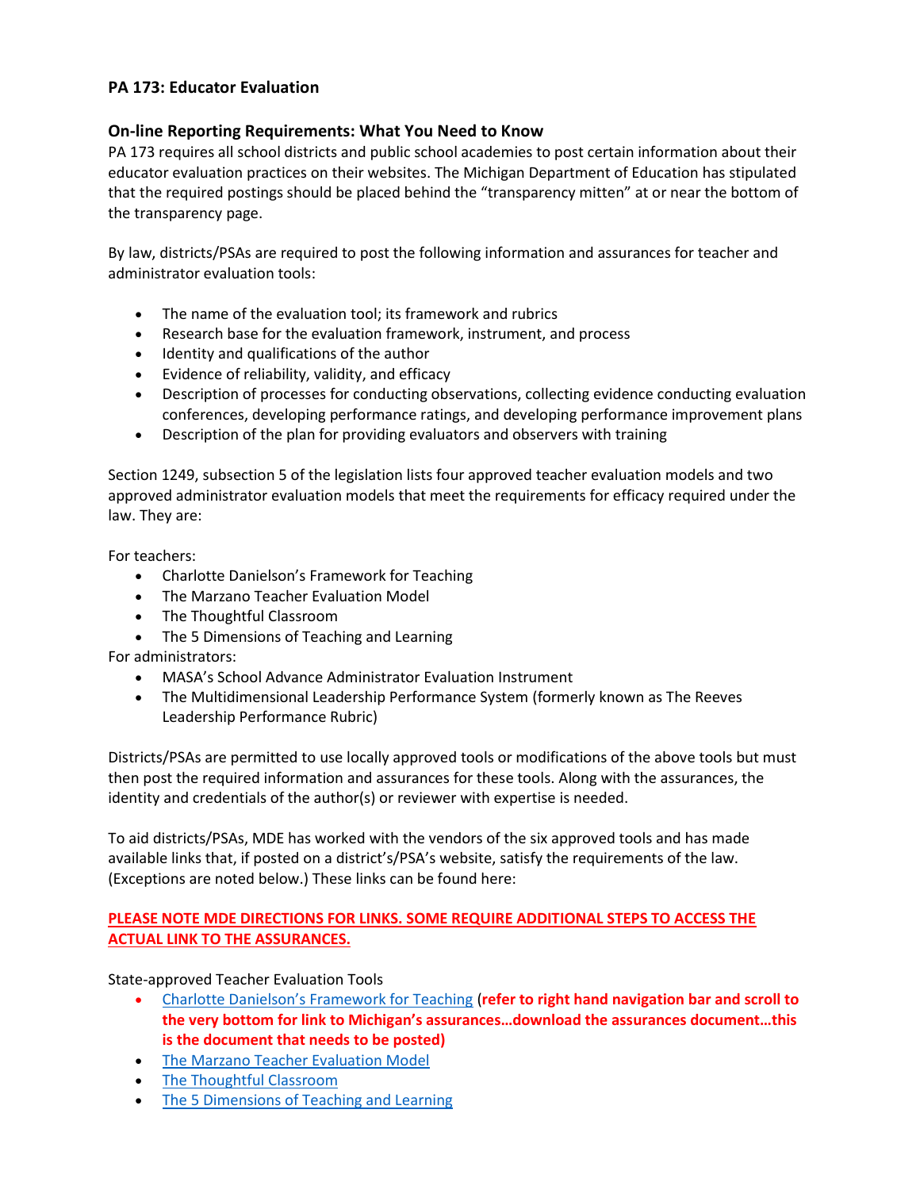**PA 173: Educator Evaluation**

## On-line Reporting Requirements: What You Need to Know

PA 173 requires all school districts and public school academies to post certain information about their educator evaluation practices on their websites. The Michigan Department of Education has stipulated that the required postings should be placed behind the "transparency mitten" at or near the bottom of the transparency page.

By law, districts/PSAs are required to post the following information and assurances for teacher and administrator evaluation tools:

- The name of the evaluation tool; its framework and rubrics
- Research base for the evaluation framework, instrument, and process
- Identity and qualifications of the author
- Evidence of reliability, validity, and efficacy
- Description of processes for conducting observations, collecting evidence conducting evaluation conferences, developing performance ratings, and developing performance improvement plans
- Description of the plan for providing evaluators and observers with training

Section 1249, subsection 5 of the legislation lists four approved teacher evaluation models and two approved administrator evaluation models that meet the requirements for efficacy required under the law. They are:

For teachers:

- Charlotte Danielson's Framework for Teaching
- The Marzano Teacher Evaluation Model
- The Thoughtful Classroom
- The 5 Dimensions of Teaching and Learning

For administrators:

- MASA's School Advance Administrator Evaluation Instrument
- The Multidimensional Leadership Performance System (formerly known as The Reeves Leadership Performance Rubric)

Districts/PSAs are permitted to use locally approved tools or modifications of the above tools but must then post the required information and assurances for these tools. Along with the assurances, the identity and credentials of the author(s) or reviewer with expertise is needed.

To aid districts/PSAs, MDE has worked with the vendors of the six approved tools and has made available links that, if posted on a district's/PSA's website, satisfy the requirements of the law. (Exceptions are noted below.) These links can be found here:

**PLEASE NOTE MDE DIRECTIONS FOR LINKS. SOME REQUIRE ADDITIONAL STEPS TO ACCESS THE ACTUAL LINK TO THE ASSURANCES.**

State-approved Teacher Evaluation Tools

- Charlotte Danielson's Framework for Teaching (**refer to right hand navigation bar and scroll to the very bottom for link to Michigan's assurances…download the assurances document…this is the document that needs to be posted)**
- The Marzano Teacher Evaluation Model
- The Thoughtful Classroom
- The 5 Dimensions of Teaching and Learning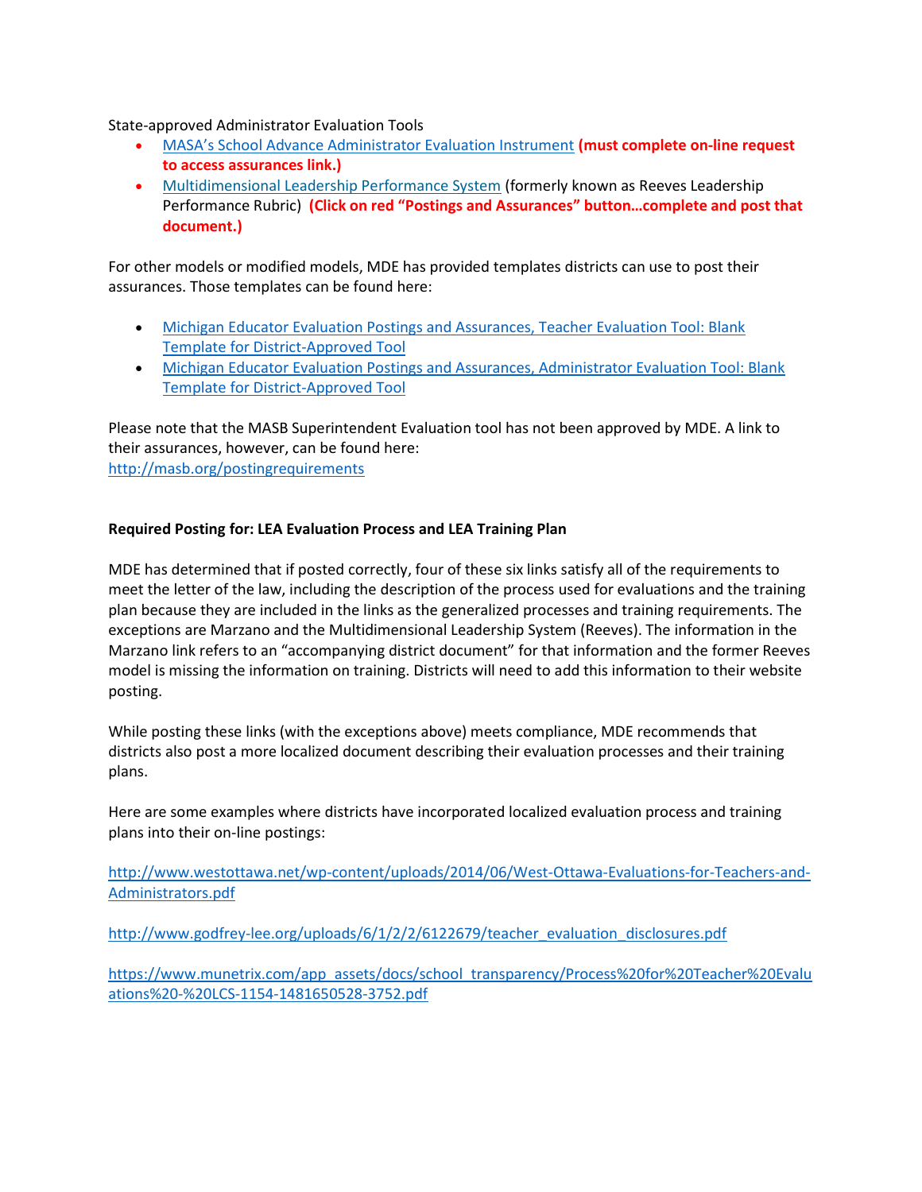State-approved Administrator Evaluation Tools

- MASA's School Advance Administrator Evaluation Instrument **(must complete on-line request to access assurances link.)**
- Multidimensional Leadership Performance System (formerly known as Reeves Leadership Performance Rubric) **(Click on red "Postings and Assurances" button…complete and post that document.)**

For other models or modified models, MDE has provided templates districts can use to post their assurances. Those templates can be found here:

- Michigan Educator Evaluation Postings and Assurances, Teacher Evaluation Tool: Blank Template for District-Approved Tool
- Michigan Educator Evaluation Postings and Assurances, Administrator Evaluation Tool: Blank Template for District-Approved Tool

Please note that the MASB Superintendent Evaluation tool has not been approved by MDE. A link to their assurances, however, can be found here:
http://masb.org/postingrequirements

**Required Posting for: LEA Evaluation Process and LEA Training Plan**

MDE has determined that if posted correctly, four of these six links satisfy all of the requirements to meet the letter of the law, including the description of the process used for evaluations and the training plan because they are included in the links as the generalized processes and training requirements. The exceptions are Marzano and the Multidimensional Leadership System (Reeves). The information in the Marzano link refers to an "accompanying district document" for that information and the former Reeves model is missing the information on training. Districts will need to add this information to their website posting.

While posting these links (with the exceptions above) meets compliance, MDE recommends that districts also post a more localized document describing their evaluation processes and their training plans.

Here are some examples where districts have incorporated localized evaluation process and training plans into their on-line postings:

http://www.westottawa.net/wp-content/uploads/2014/06/West-Ottawa-Evaluations-for-Teachers-and-Administrators.pdf

http://www.godfrey-lee.org/uploads/6/1/2/2/6122679/teacher_evaluation_disclosures.pdf

https://www.munetrix.com/app_assets/docs/school_transparency/Process%20for%20Teacher%20Evaluations%20-%20LCS-1154-1481650528-3752.pdf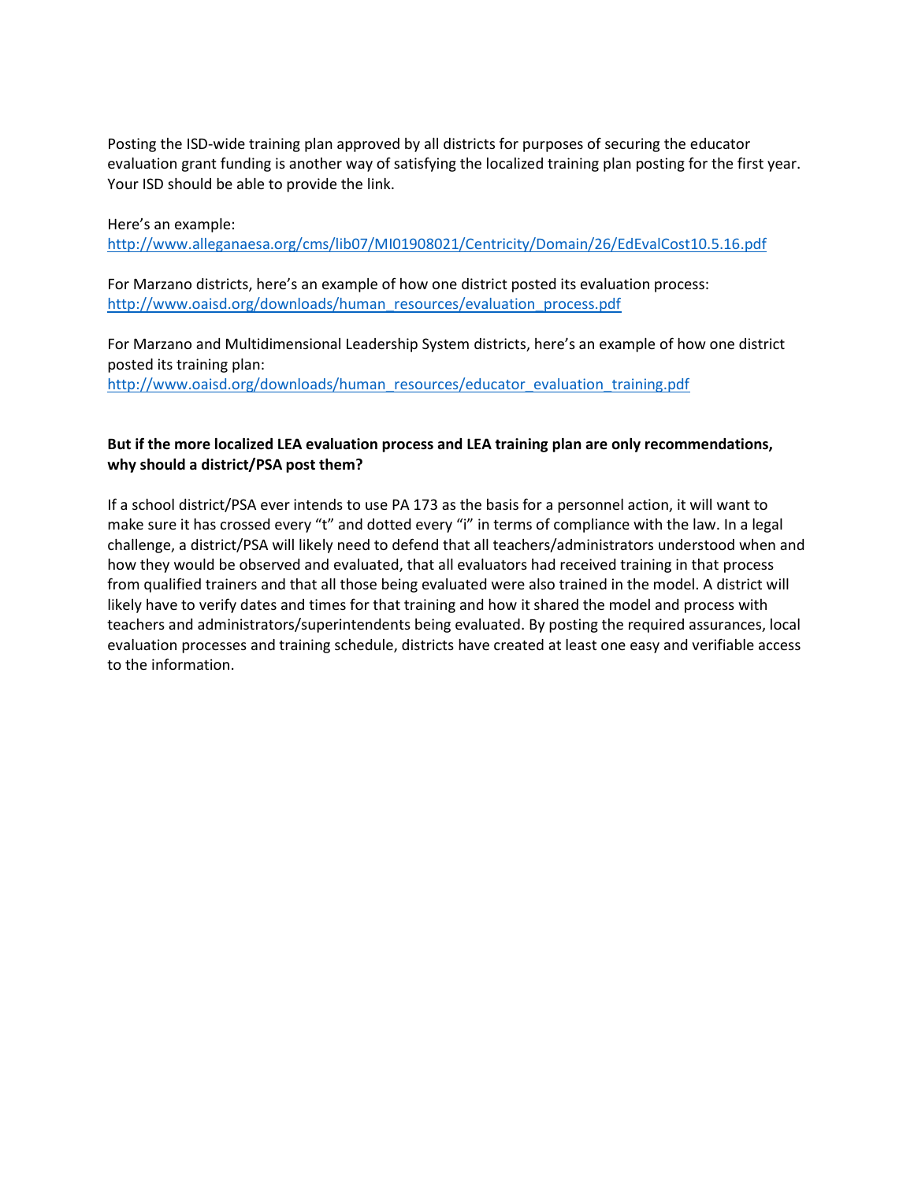Posting the ISD-wide training plan approved by all districts for purposes of securing the educator evaluation grant funding is another way of satisfying the localized training plan posting for the first year. Your ISD should be able to provide the link.

Here's an example:
http://www.alleganaesa.org/cms/lib07/MI01908021/Centricity/Domain/26/EdEvalCost10.5.16.pdf

For Marzano districts, here's an example of how one district posted its evaluation process:
http://www.oaisd.org/downloads/human_resources/evaluation_process.pdf

For Marzano and Multidimensional Leadership System districts, here's an example of how one district posted its training plan:
http://www.oaisd.org/downloads/human_resources/educator_evaluation_training.pdf

**But if the more localized LEA evaluation process and LEA training plan are only recommendations, why should a district/PSA post them?**

If a school district/PSA ever intends to use PA 173 as the basis for a personnel action, it will want to make sure it has crossed every "t" and dotted every "i" in terms of compliance with the law. In a legal challenge, a district/PSA will likely need to defend that all teachers/administrators understood when and how they would be observed and evaluated, that all evaluators had received training in that process from qualified trainers and that all those being evaluated were also trained in the model. A district will likely have to verify dates and times for that training and how it shared the model and process with teachers and administrators/superintendents being evaluated. By posting the required assurances, local evaluation processes and training schedule, districts have created at least one easy and verifiable access to the information.